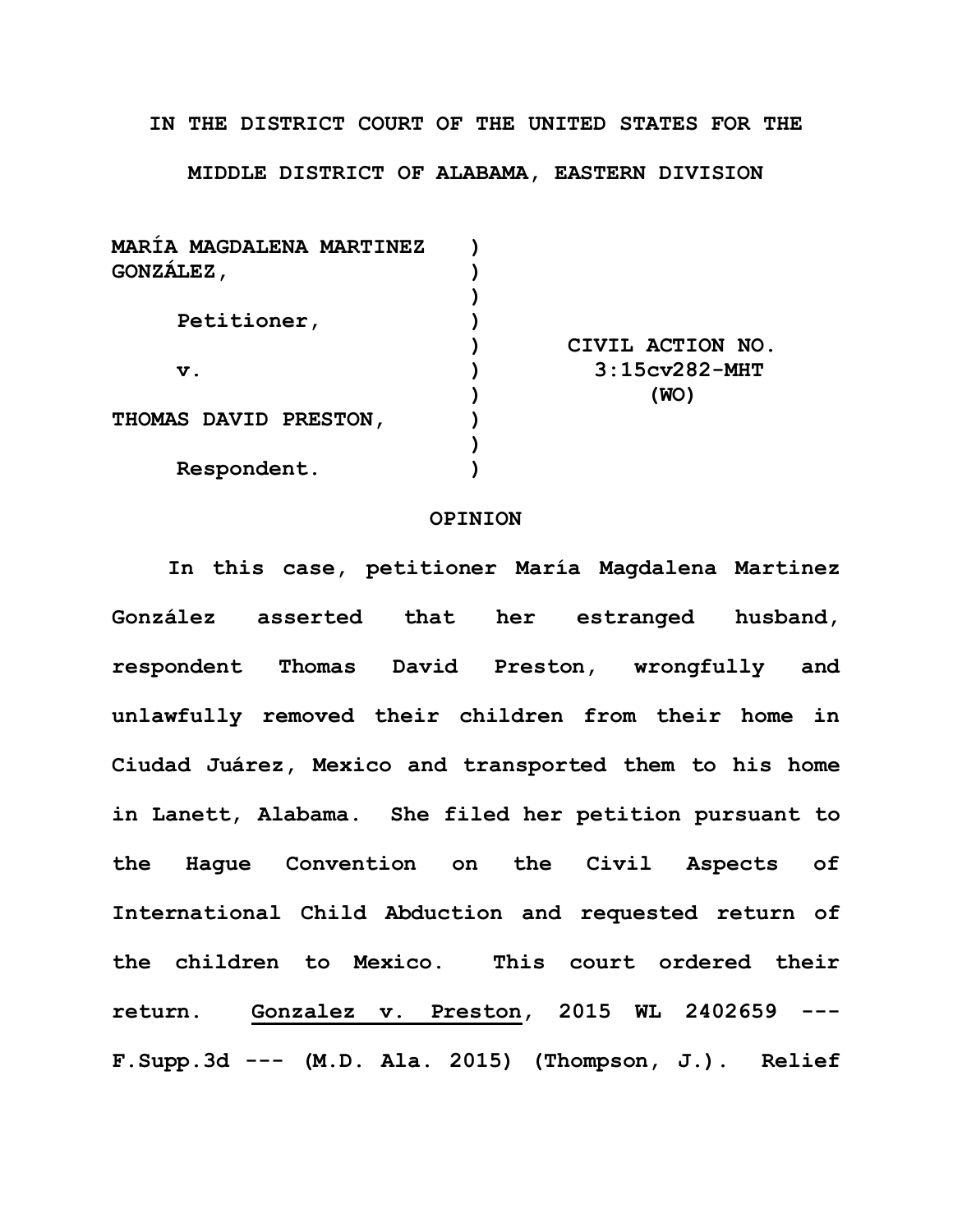**IN THE DISTRICT COURT OF THE UNITED STATES FOR THE MIDDLE DISTRICT OF ALABAMA, EASTERN DIVISION**

| | | |
|---|---|---|
| **MARÍA MAGDALENA MARTINEZ GONZÁLEZ,** | ) | |
| **Petitioner,** | ) | |
| **v.** | ) | **CIVIL ACTION NO. 3:15cv282-MHT (WO)** |
| **THOMAS DAVID PRESTON,** | ) | |
| **Respondent.** | ) | |

**OPINION**

**In this case, petitioner María Magdalena Martinez González asserted that her estranged husband, respondent Thomas David Preston, wrongfully and unlawfully removed their children from their home in Ciudad Juárez, Mexico and transported them to his home in Lanett, Alabama. She filed her petition pursuant to the Hague Convention on the Civil Aspects of International Child Abduction and requested return of the children to Mexico. This court ordered their return. Gonzalez v. Preston, 2015 WL 2402659 --- F.Supp.3d --- (M.D. Ala. 2015) (Thompson, J.). Relief**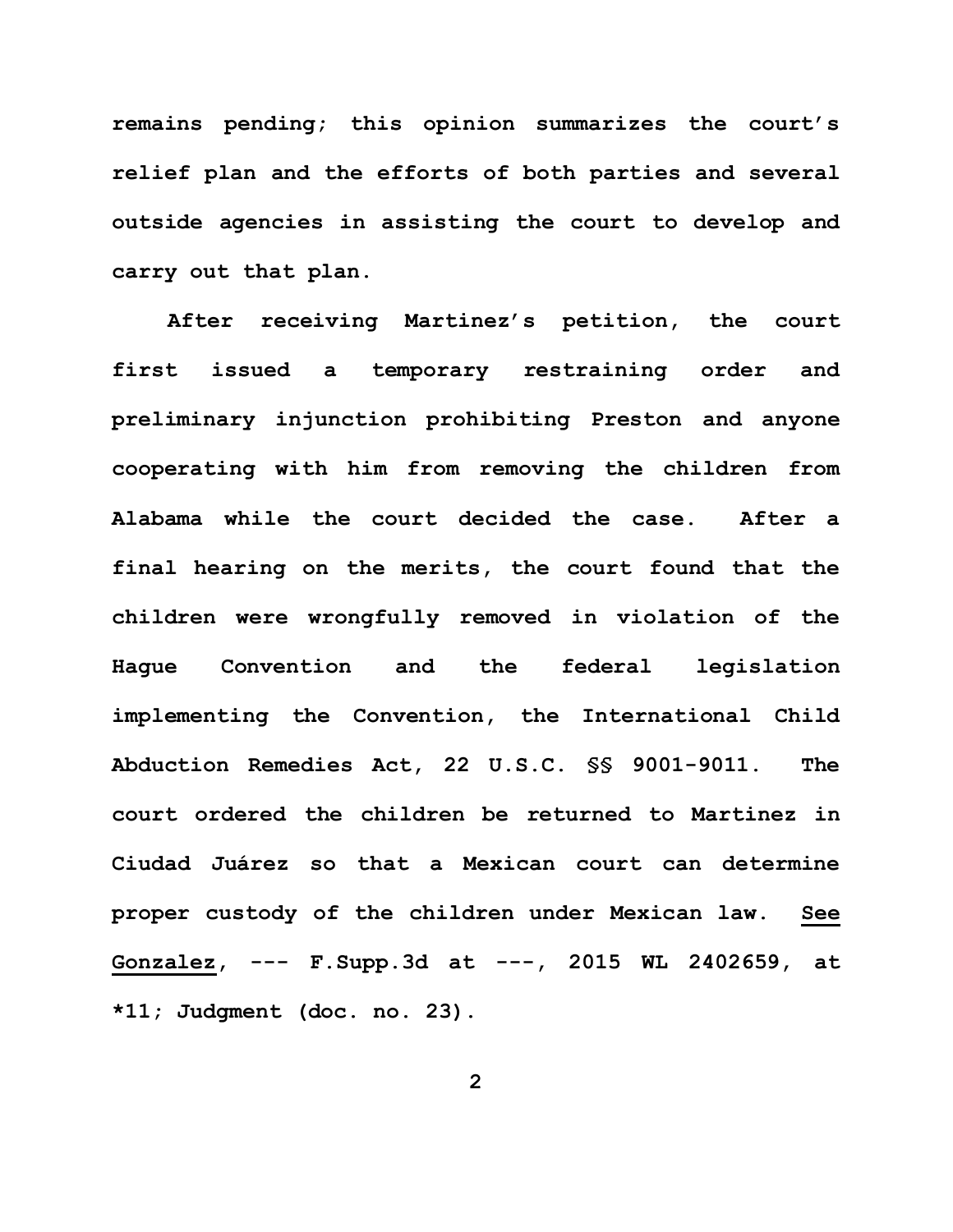remains pending; this opinion summarizes the court's relief plan and the efforts of both parties and several outside agencies in assisting the court to develop and carry out that plan.

After receiving Martinez's petition, the court first issued a temporary restraining order and preliminary injunction prohibiting Preston and anyone cooperating with him from removing the children from Alabama while the court decided the case. After a final hearing on the merits, the court found that the children were wrongfully removed in violation of the Hague Convention and the federal legislation implementing the Convention, the International Child Abduction Remedies Act, 22 U.S.C. §§ 9001-9011. The court ordered the children be returned to Martinez in Ciudad Juárez so that a Mexican court can determine proper custody of the children under Mexican law. See Gonzalez, --- F.Supp.3d at ---, 2015 WL 2402659, at *11; Judgment (doc. no. 23).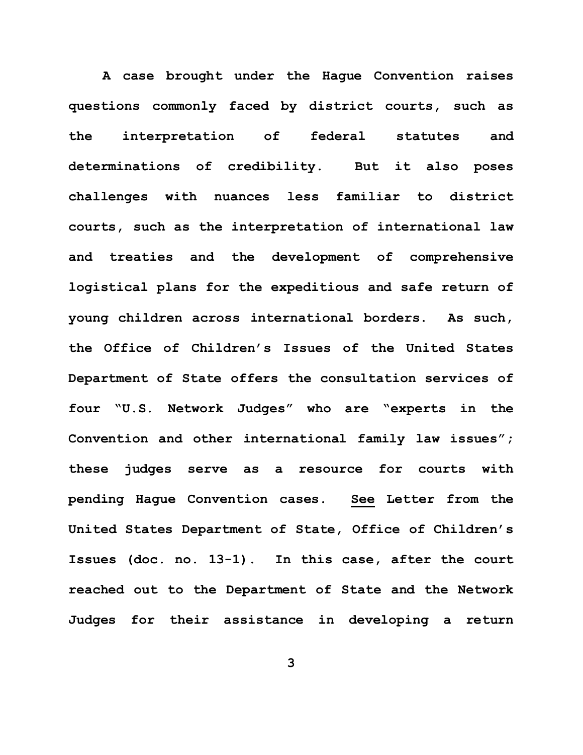A case brought under the Hague Convention raises questions commonly faced by district courts, such as the interpretation of federal statutes and determinations of credibility. But it also poses challenges with nuances less familiar to district courts, such as the interpretation of international law and treaties and the development of comprehensive logistical plans for the expeditious and safe return of young children across international borders. As such, the Office of Children's Issues of the United States Department of State offers the consultation services of four "U.S. Network Judges" who are "experts in the Convention and other international family law issues"; these judges serve as a resource for courts with pending Hague Convention cases. See Letter from the United States Department of State, Office of Children's Issues (doc. no. 13-1). In this case, after the court reached out to the Department of State and the Network Judges for their assistance in developing a return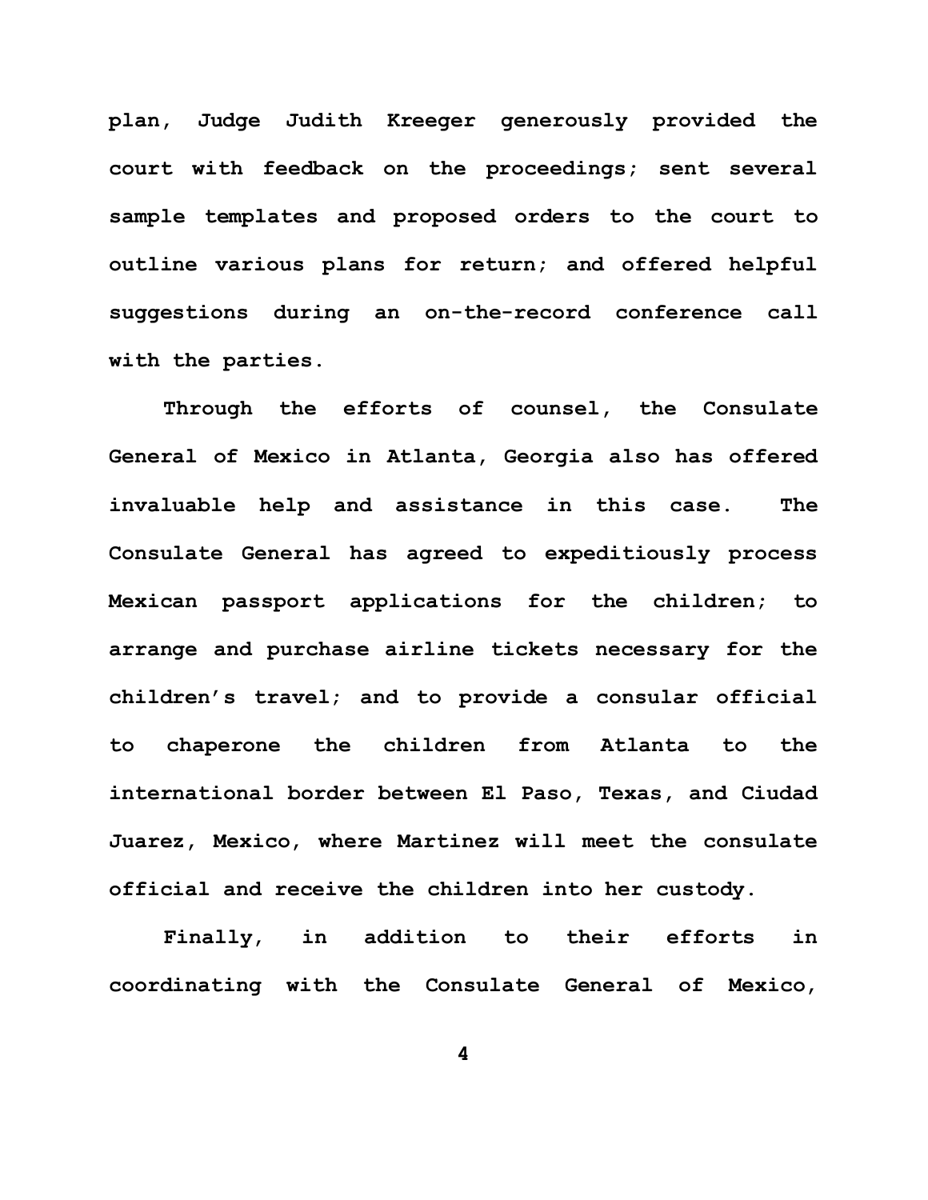plan, Judge Judith Kreeger generously provided the court with feedback on the proceedings; sent several sample templates and proposed orders to the court to outline various plans for return; and offered helpful suggestions during an on-the-record conference call with the parties.

Through the efforts of counsel, the Consulate General of Mexico in Atlanta, Georgia also has offered invaluable help and assistance in this case. The Consulate General has agreed to expeditiously process Mexican passport applications for the children; to arrange and purchase airline tickets necessary for the children's travel; and to provide a consular official to chaperone the children from Atlanta to the international border between El Paso, Texas, and Ciudad Juarez, Mexico, where Martinez will meet the consulate official and receive the children into her custody.

Finally, in addition to their efforts in coordinating with the Consulate General of Mexico,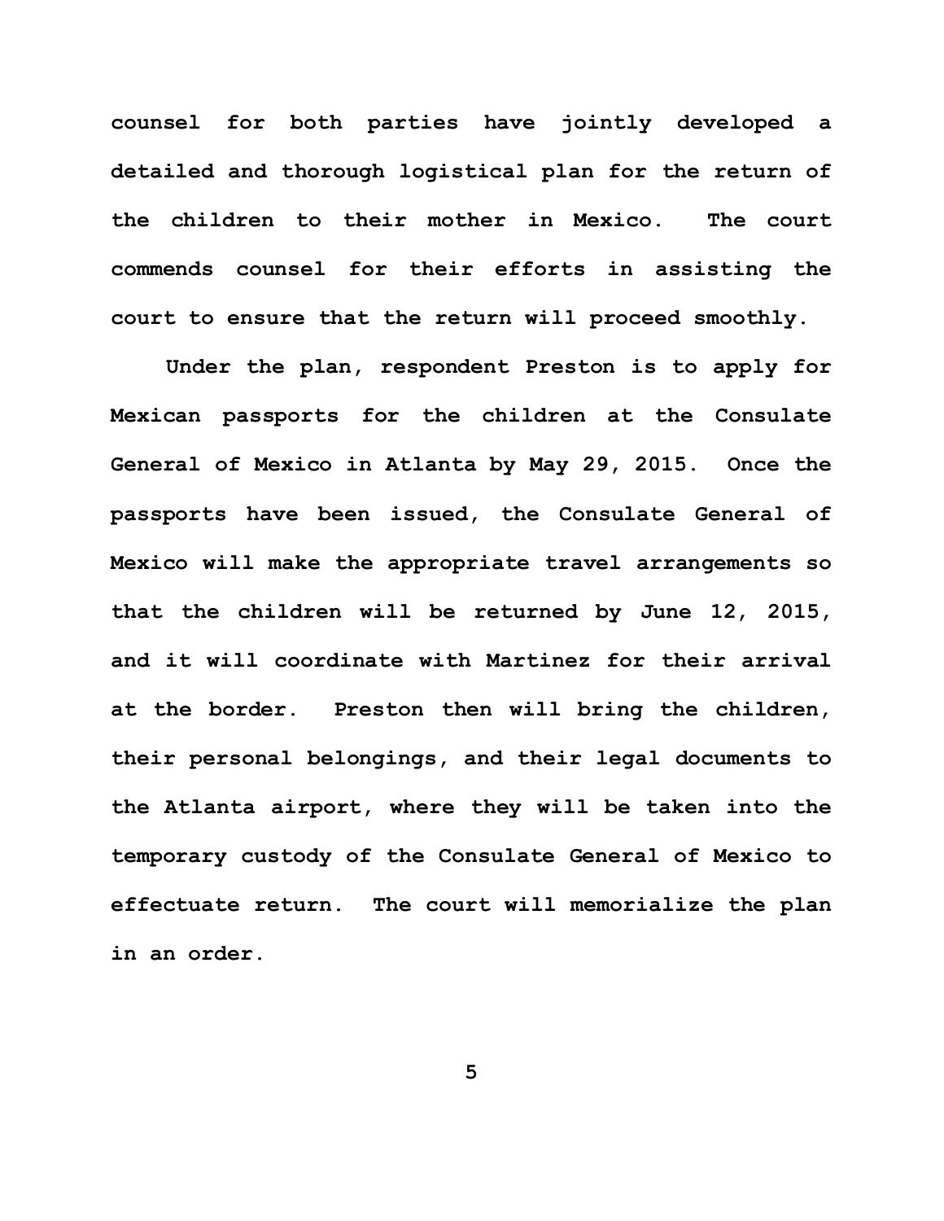counsel for both parties have jointly developed a detailed and thorough logistical plan for the return of the children to their mother in Mexico. The court commends counsel for their efforts in assisting the court to ensure that the return will proceed smoothly.

Under the plan, respondent Preston is to apply for Mexican passports for the children at the Consulate General of Mexico in Atlanta by May 29, 2015. Once the passports have been issued, the Consulate General of Mexico will make the appropriate travel arrangements so that the children will be returned by June 12, 2015, and it will coordinate with Martinez for their arrival at the border. Preston then will bring the children, their personal belongings, and their legal documents to the Atlanta airport, where they will be taken into the temporary custody of the Consulate General of Mexico to effectuate return. The court will memorialize the plan in an order.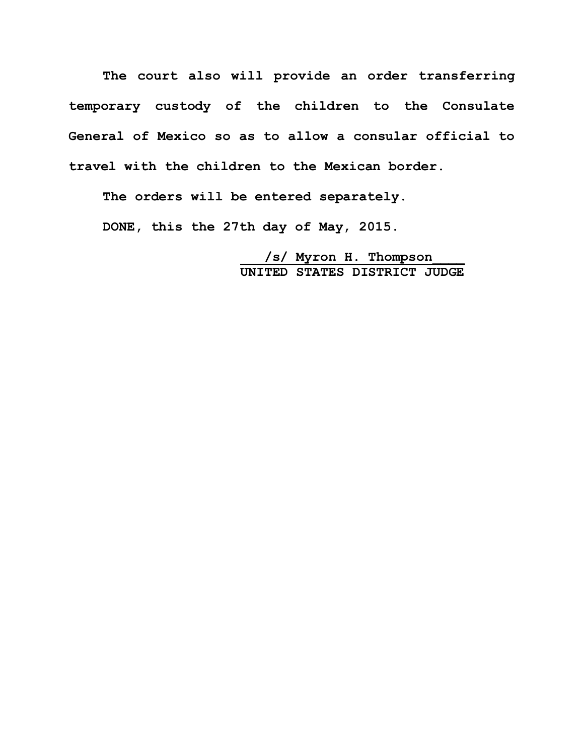**The court also will provide an order transferring temporary custody of the children to the Consulate General of Mexico so as to allow a consular official to travel with the children to the Mexican border.**

**The orders will be entered separately.**

**DONE, this the 27th day of May, 2015.**

**/s/ Myron H. Thompson**
**UNITED STATES DISTRICT JUDGE**